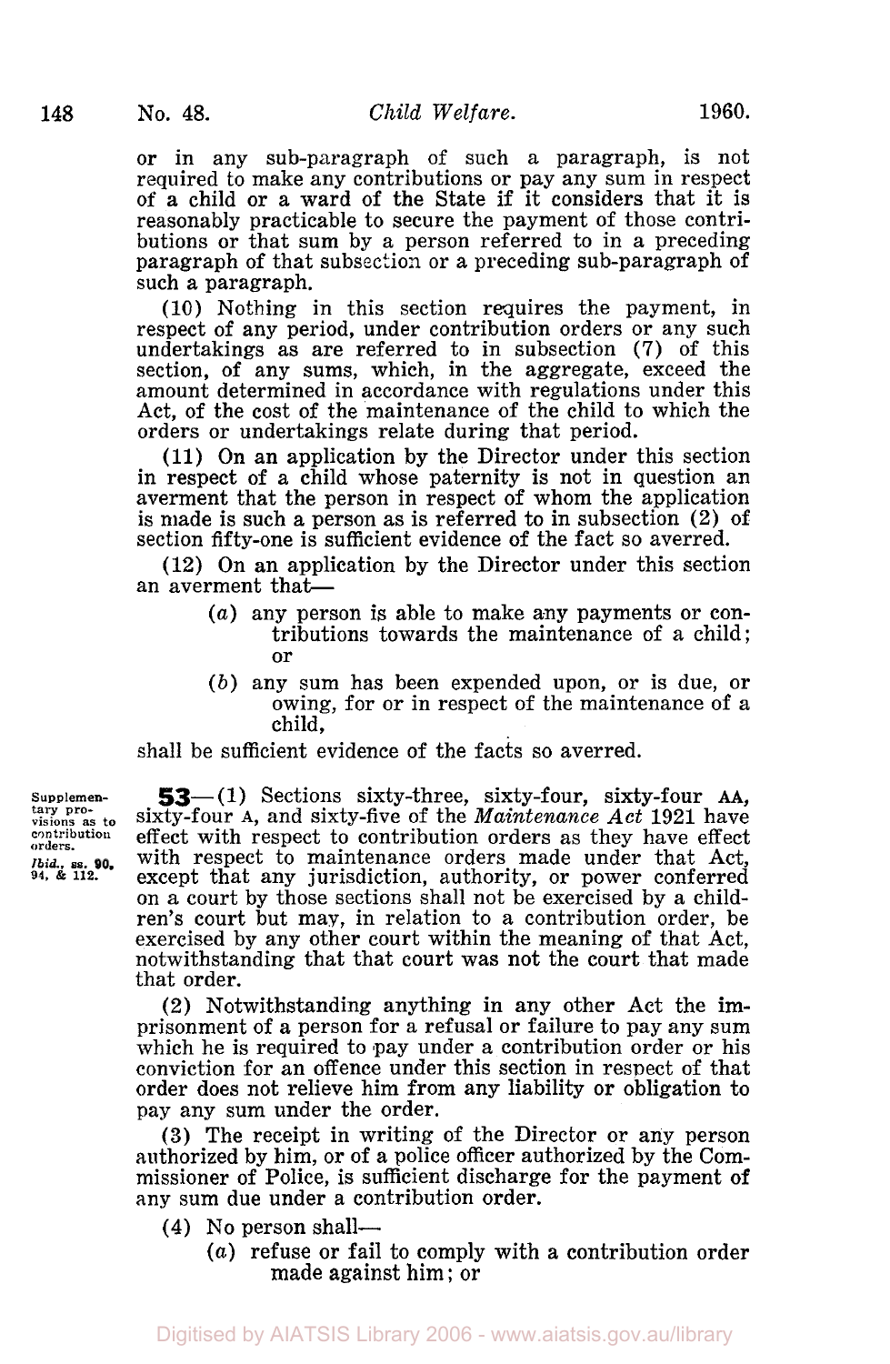or in any sub-paragraph of such a paragraph, is not required to make any contributions or pay any sum in respect of a child or a ward of the State if it considers that it is reasonably practicable to secure the payment of those contributions or that sum by a person referred to in a preceding paragraph of that subsection or a preceding sub-paragraph of such a paragraph.

(10) Nothing in this section requires the payment, in respect of any period, under contribution orders or any such undertakings as are referred to in subsection (7) of this section, of any sums, which, in the aggregate, exceed the amount determined in accordance with regulations under this Act, of the cost of the maintenance of the child to which the orders or undertakings relate during that period.

(11) On an application by the Director under this section in respect of a child whose paternity is not in question an averment that the person in respect of whom the application is made is such a person as is referred to in subsection (2) of section fifty-one is sufficient evidence of the fact so averred.

(12) On an application by the Director under this section an averment that—

- (*a*) any person is able to make any payments or contributions towards the maintenance of a child; or
- (*b*) any sum has been expended upon, or is due, or owing, for or in respect of the maintenance of a child,

shall be sufficient evidence of the facts so averred.

Supplementary provisions as to contribution orders. *Ibid.*, ss. 90, 94, & 112.

**53**—(1) Sections sixty-three, sixty-four, sixty-four AA, sixty-four A, and sixty-five of the *Maintenance Act* 1921 have effect with respect to contribution orders as they have effect with respect to maintenance orders made under that Act, except that any jurisdiction, authority, or power conferred on a court by those sections shall not be exercised by a children's court but may, in relation to a contribution order, be exercised by any other court within the meaning of that Act, notwithstanding that that court was not the court that made that order.

(2) Notwithstanding anything in any other Act the imprisonment of a person for a refusal or failure to pay any sum which he is required to pay under a contribution order or his conviction for an offence under this section in respect of that order does not relieve him from any liability or obligation to pay any sum under the order.

(3) The receipt in writing of the Director or any person authorized by him, or of a police officer authorized by the Commissioner of Police, is sufficient discharge for the payment of any sum due under a contribution order.

(4) No person shall—

- (*a*) refuse or fail to comply with a contribution order made against him; or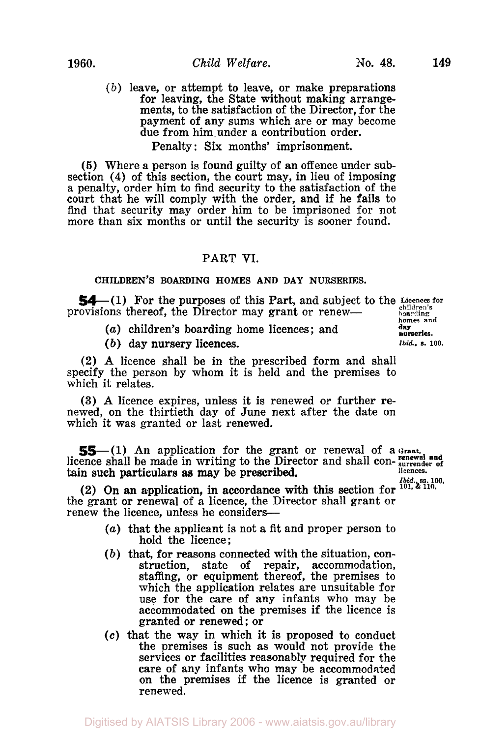(*b*) leave, or attempt to leave, or make preparations for leaving, the State without making arrangements, to the satisfaction of the Director, for the payment of any sums which are or may become due from him under a contribution order.

Penalty: Six months' imprisonment.

**(5)** Where a person is found guilty of an offence under sub-section (4) of this section, the court may, in lieu of imposing a penalty, order him to find security to the satisfaction of the court that he will comply with the order, and if he fails to find that security may order him to be imprisoned for not more than six months or until the security is sooner found.

## PART VI.

### CHILDREN'S BOARDING HOMES AND DAY NURSERIES.

**54**—(1) For the purposes of this Part, and subject to the provisions thereof, the Director may grant or renew—

**Licences for children's boarding homes and day nurseries.** *Ibid.*, s. 100.

(*a*) children's boarding home licences; and

(*b*) day nursery licences.

(2) A licence shall be in the prescribed form and shall specify the person by whom it is held and the premises to which it relates.

(3) A licence expires, unless it is renewed or further renewed, on the thirtieth day of June next after the date on which it was granted or last renewed.

**55**—(1) An application for the grant or renewal of a licence shall be made in writing to the Director and shall contain such particulars as may be prescribed.

**Grant, renewal and surrender of licences.** *Ibid.*, ss. 100, 101, & 110.

(2) On an application, in accordance with this section for the grant or renewal of a licence, the Director shall grant or renew the licence, unless he considers—

(*a*) that the applicant is not a fit and proper person to hold the licence;

(*b*) that, for reasons connected with the situation, construction, state of repair, accommodation, staffing, or equipment thereof, the premises to which the application relates are unsuitable for use for the care of any infants who may be accommodated on the premises if the licence is granted or renewed; or

(*c*) that the way in which it is proposed to conduct the premises is such as would not provide the services or facilities reasonably required for the care of any infants who may be accommodated on the premises if the licence is granted or renewed.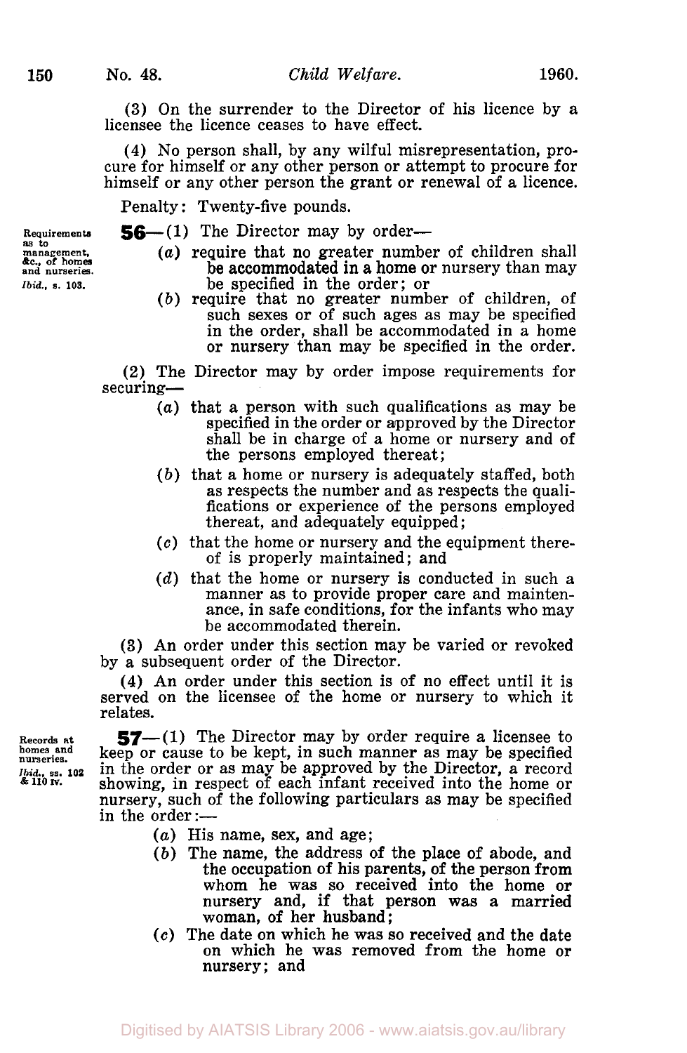(3) On the surrender to the Director of his licence by a licensee the licence ceases to have effect.

(4) No person shall, by any wilful misrepresentation, procure for himself or any other person or attempt to procure for himself or any other person the grant or renewal of a licence.

Penalty: Twenty-five pounds.

Requirements as to management, &c., of homes and nurseries. *Ibid.*, s. 103.

**56**—(1) The Director may by order—

(*a*) require that no greater number of children shall be accommodated in a home or nursery than may be specified in the order; or

(*b*) require that no greater number of children, of such sexes or of such ages as may be specified in the order, shall be accommodated in a home or nursery than may be specified in the order.

(2) The Director may by order impose requirements for securing—

(*a*) that a person with such qualifications as may be specified in the order or approved by the Director shall be in charge of a home or nursery and of the persons employed thereat;

(*b*) that a home or nursery is adequately staffed, both as respects the number and as respects the qualifications or experience of the persons employed thereat, and adequately equipped;

(*c*) that the home or nursery and the equipment thereof is properly maintained; and

(*d*) that the home or nursery is conducted in such a manner as to provide proper care and maintenance, in safe conditions, for the infants who may be accommodated therein.

(3) An order under this section may be varied or revoked by a subsequent order of the Director.

(4) An order under this section is of no effect until it is served on the licensee of the home or nursery to which it relates.

Records at homes and nurseries. *Ibid.*, ss. 102 & 110 IV.

**57**—(1) The Director may by order require a licensee to keep or cause to be kept, in such manner as may be specified in the order or as may be approved by the Director, a record showing, in respect of each infant received into the home or nursery, such of the following particulars as may be specified in the order:—

(*a*) His name, sex, and age;

(*b*) The name, the address of the place of abode, and the occupation of his parents, of the person from whom he was so received into the home or nursery and, if that person was a married woman, of her husband;

(*c*) The date on which he was so received and the date on which he was removed from the home or nursery; and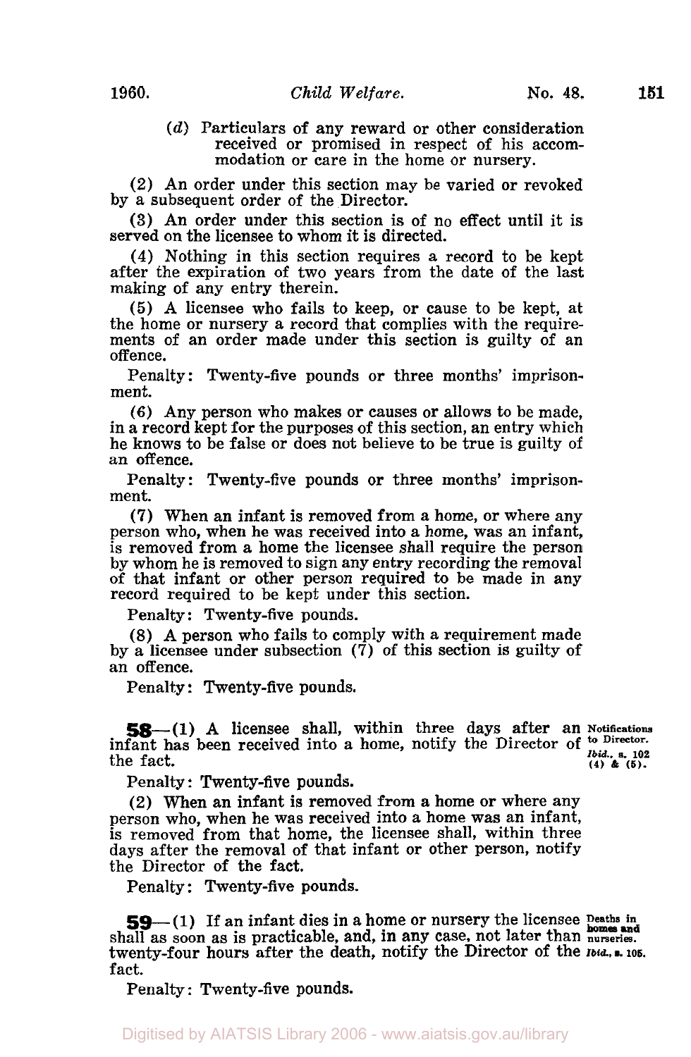(*d*) Particulars of any reward or other consideration received or promised in respect of his accommodation or care in the home or nursery.

(2) An order under this section may be varied or revoked by a subsequent order of the Director.

(3) An order under this section is of no effect until it is served on the licensee to whom it is directed.

(4) Nothing in this section requires a record to be kept after the expiration of two years from the date of the last making of any entry therein.

(5) A licensee who fails to keep, or cause to be kept, at the home or nursery a record that complies with the requirements of an order made under this section is guilty of an offence.

Penalty: Twenty-five pounds or three months' imprisonment.

(6) Any person who makes or causes or allows to be made, in a record kept for the purposes of this section, an entry which he knows to be false or does not believe to be true is guilty of an offence.

Penalty: Twenty-five pounds or three months' imprisonment.

(7) When an infant is removed from a home, or where any person who, when he was received into a home, was an infant, is removed from a home the licensee shall require the person by whom he is removed to sign any entry recording the removal of that infant or other person required to be made in any record required to be kept under this section.

Penalty: Twenty-five pounds.

(8) A person who fails to comply with a requirement made by a licensee under subsection (7) of this section is guilty of an offence.

Penalty: Twenty-five pounds.

**58**—(1) A licensee shall, within three days after an infant has been received into a home, notify the Director of the fact.

*Notifications to Director. Ibid., s. 102 (4) & (5).*

Penalty: Twenty-five pounds.

(2) When an infant is removed from a home or where any person who, when he was received into a home was an infant, is removed from that home, the licensee shall, within three days after the removal of that infant or other person, notify the Director of the fact.

Penalty: Twenty-five pounds.

**59**—(1) If an infant dies in a home or nursery the licensee shall as soon as is practicable, and, in any case, not later than twenty-four hours after the death, notify the Director of the fact.

*Deaths in homes and nurseries. Ibid., s. 105.*

Penalty: Twenty-five pounds.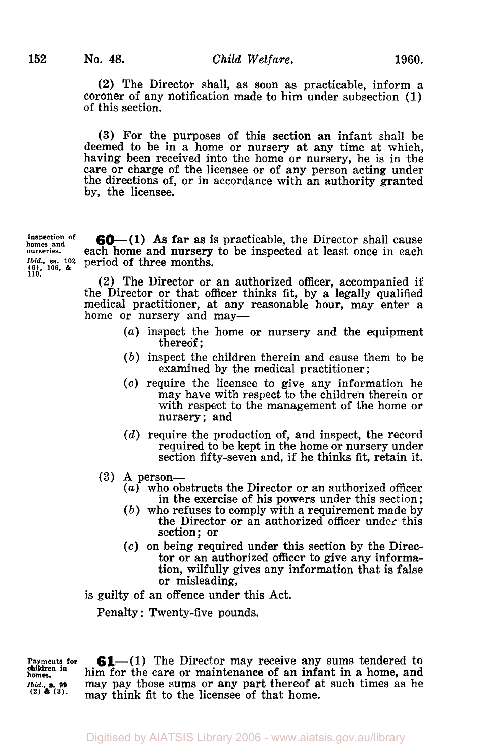(2) The Director shall, as soon as practicable, inform a coroner of any notification made to him under subsection (1) of this section.

(3) For the purposes of this section an infant shall be deemed to be in a home or nursery at any time at which, having been received into the home or nursery, he is in the care or charge of the licensee or of any person acting under the directions of, or in accordance with an authority granted by, the licensee.

Inspection of homes and nurseries. *Ibid.*, ss. 102 (6), 106, & 110.

**60**—(1) As far as is practicable, the Director shall cause each home and nursery to be inspected at least once in each period of three months.

(2) The Director or an authorized officer, accompanied if the Director or that officer thinks fit, by a legally qualified medical practitioner, at any reasonable hour, may enter a home or nursery and may—

(*a*) inspect the home or nursery and the equipment thereof;

(*b*) inspect the children therein and cause them to be examined by the medical practitioner;

(*c*) require the licensee to give any information he may have with respect to the children therein or with respect to the management of the home or nursery; and

(*d*) require the production of, and inspect, the record required to be kept in the home or nursery under section fifty-seven and, if he thinks fit, retain it.

(3) A person—

(*a*) who obstructs the Director or an authorized officer in the exercise of his powers under this section;

(*b*) who refuses to comply with a requirement made by the Director or an authorized officer under this section; or

(*c*) on being required under this section by the Director or an authorized officer to give any information, wilfully gives any information that is false or misleading,

is guilty of an offence under this Act.

Penalty: Twenty-five pounds.

Payments for children in homes. *Ibid.*, s. 99 (2) & (3).

**61**—(1) The Director may receive any sums tendered to him for the care or maintenance of an infant in a home, and may pay those sums or any part thereof at such times as he may think fit to the licensee of that home.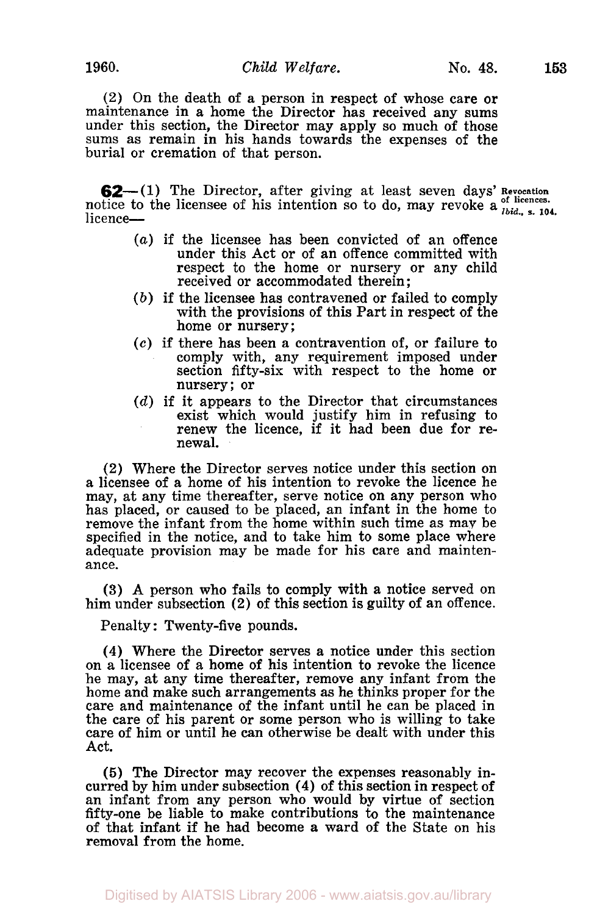(2) On the death of a person in respect of whose care or maintenance in a home the Director has received any sums under this section, the Director may apply so much of those sums as remain in his hands towards the expenses of the burial or cremation of that person.

**62**—(1) The Director, after giving at least seven days' notice to the licensee of his intention so to do, may revoke a licence—

Revocation of licences. *Ibid.*, s. 104.

- (*a*) if the licensee has been convicted of an offence under this Act or of an offence committed with respect to the home or nursery or any child received or accommodated therein;
- (*b*) if the licensee has contravened or failed to comply with the provisions of this Part in respect of the home or nursery;
- (*c*) if there has been a contravention of, or failure to comply with, any requirement imposed under section fifty-six with respect to the home or nursery; or
- (*d*) if it appears to the Director that circumstances exist which would justify him in refusing to renew the licence, if it had been due for renewal.

(2) Where the Director serves notice under this section on a licensee of a home of his intention to revoke the licence he may, at any time thereafter, serve notice on any person who has placed, or caused to be placed, an infant in the home to remove the infant from the home within such time as may be specified in the notice, and to take him to some place where adequate provision may be made for his care and maintenance.

(3) A person who fails to comply with a notice served on him under subsection (2) of this section is guilty of an offence.

Penalty: Twenty-five pounds.

(4) Where the Director serves a notice under this section on a licensee of a home of his intention to revoke the licence he may, at any time thereafter, remove any infant from the home and make such arrangements as he thinks proper for the care and maintenance of the infant until he can be placed in the care of his parent or some person who is willing to take care of him or until he can otherwise be dealt with under this Act.

(5) The Director may recover the expenses reasonably incurred by him under subsection (4) of this section in respect of an infant from any person who would by virtue of section fifty-one be liable to make contributions to the maintenance of that infant if he had become a ward of the State on his removal from the home.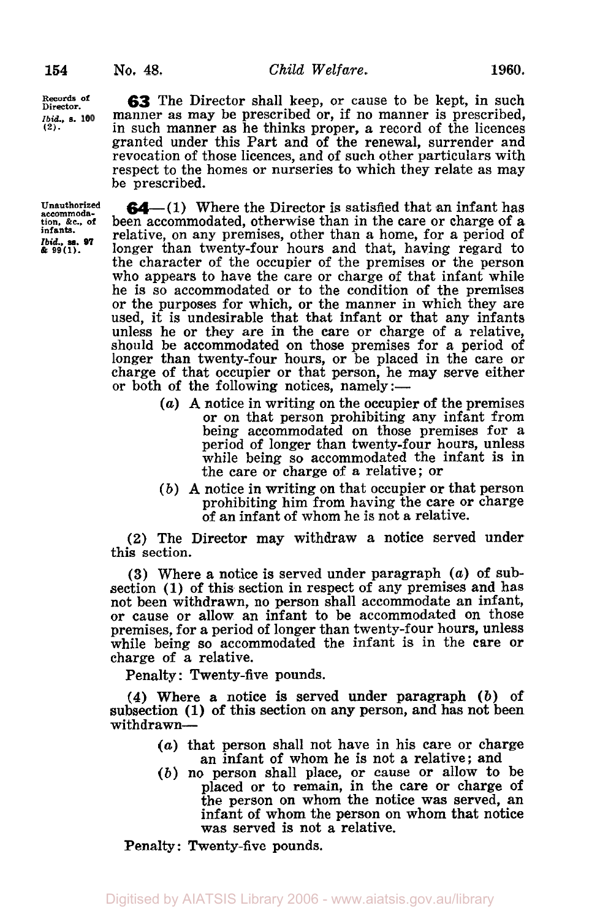**Records of Director.** *Ibid.*, s. 100 (2).

**63** The Director shall keep, or cause to be kept, in such manner as may be prescribed or, if no manner is prescribed, in such manner as he thinks proper, a record of the licences granted under this Part and of the renewal, surrender and revocation of those licences, and of such other particulars with respect to the homes or nurseries to which they relate as may be prescribed.

**Unauthorized accommodation, &c., of infants.** *Ibid.*, ss. 97 & 99(1).

**64**—(1) Where the Director is satisfied that an infant has been accommodated, otherwise than in the care or charge of a relative, on any premises, other than a home, for a period of longer than twenty-four hours and that, having regard to the character of the occupier of the premises or the person who appears to have the care or charge of that infant while he is so accommodated or to the condition of the premises or the purposes for which, or the manner in which they are used, it is undesirable that that infant or that any infants unless he or they are in the care or charge of a relative, should be accommodated on those premises for a period of longer than twenty-four hours, or be placed in the care or charge of that occupier or that person, he may serve either or both of the following notices, namely:—

(*a*) A notice in writing on the occupier of the premises or on that person prohibiting any infant from being accommodated on those premises for a period of longer than twenty-four hours, unless while being so accommodated the infant is in the care or charge of a relative; or

(*b*) A notice in writing on that occupier or that person prohibiting him from having the care or charge of an infant of whom he is not a relative.

(2) The Director may withdraw a notice served under this section.

(3) Where a notice is served under paragraph (*a*) of subsection (1) of this section in respect of any premises and has not been withdrawn, no person shall accommodate an infant, or cause or allow an infant to be accommodated on those premises, for a period of longer than twenty-four hours, unless while being so accommodated the infant is in the care or charge of a relative.

Penalty: Twenty-five pounds.

(4) Where a notice is served under paragraph (*b*) of subsection (1) of this section on any person, and has not been withdrawn—

(*a*) that person shall not have in his care or charge an infant of whom he is not a relative; and

(*b*) no person shall place, or cause or allow to be placed or to remain, in the care or charge of the person on whom the notice was served, an infant of whom the person on whom that notice was served is not a relative.

Penalty: Twenty-five pounds.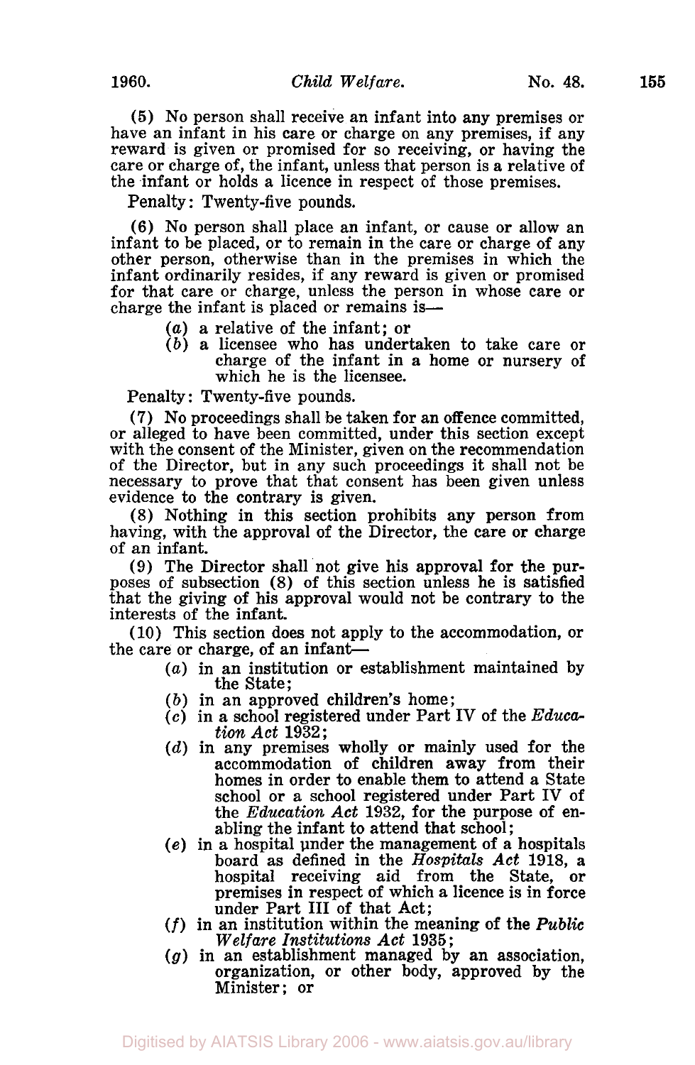(5) No person shall receive an infant into any premises or have an infant in his care or charge on any premises, if any reward is given or promised for so receiving, or having the care or charge of, the infant, unless that person is a relative of the infant or holds a licence in respect of those premises.

Penalty: Twenty-five pounds.

(6) No person shall place an infant, or cause or allow an infant to be placed, or to remain in the care or charge of any other person, otherwise than in the premises in which the infant ordinarily resides, if any reward is given or promised for that care or charge, unless the person in whose care or charge the infant is placed or remains is—

- (*a*) a relative of the infant; or
- (*b*) a licensee who has undertaken to take care or charge of the infant in a home or nursery of which he is the licensee.

Penalty: Twenty-five pounds.

(7) No proceedings shall be taken for an offence committed, or alleged to have been committed, under this section except with the consent of the Minister, given on the recommendation of the Director, but in any such proceedings it shall not be necessary to prove that that consent has been given unless evidence to the contrary is given.

(8) Nothing in this section prohibits any person from having, with the approval of the Director, the care or charge of an infant.

(9) The Director shall not give his approval for the purposes of subsection (8) of this section unless he is satisfied that the giving of his approval would not be contrary to the interests of the infant.

(10) This section does not apply to the accommodation, or the care or charge, of an infant—

- (*a*) in an institution or establishment maintained by the State;
- (*b*) in an approved children's home;
- (*c*) in a school registered under Part IV of the *Education Act* 1932;
- (*d*) in any premises wholly or mainly used for the accommodation of children away from their homes in order to enable them to attend a State school or a school registered under Part IV of the *Education Act* 1932, for the purpose of enabling the infant to attend that school;
- (*e*) in a hospital under the management of a hospitals board as defined in the *Hospitals Act* 1918, a hospital receiving aid from the State, or premises in respect of which a licence is in force under Part III of that Act;
- (*f*) in an institution within the meaning of the *Public Welfare Institutions Act* 1935;
- (*g*) in an establishment managed by an association, organization, or other body, approved by the Minister; or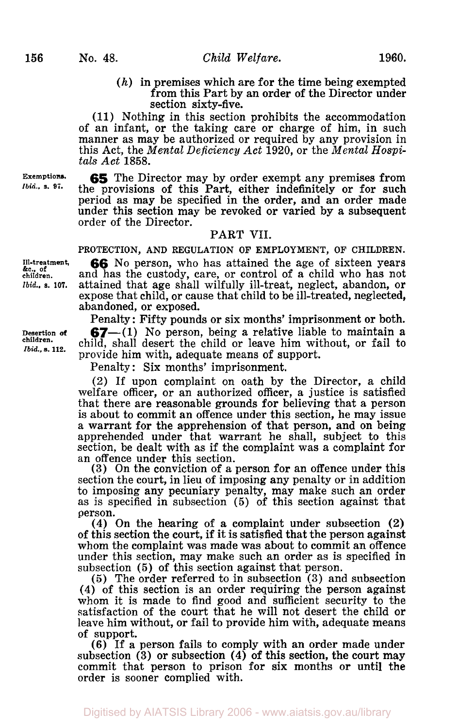(*h*) in premises which are for the time being exempted from this Part by an order of the Director under section sixty-five.

(11) Nothing in this section prohibits the accommodation of an infant, or the taking care or charge of him, in such manner as may be authorized or required by any provision in this Act, the *Mental Deficiency Act* 1920, or the *Mental Hospitals Act* 1858.

Exemptions. *Ibid.*, s. 97.

**65** The Director may by order exempt any premises from the provisions of this Part, either indefinitely or for such period as may be specified in the order, and an order made under this section may be revoked or varied by a subsequent order of the Director.

## PART VII.

### PROTECTION, AND REGULATION OF EMPLOYMENT, OF CHILDREN.

Ill-treatment, &c., of children. *Ibid.*, s. 107.

**66** No person, who has attained the age of sixteen years and has the custody, care, or control of a child who has not attained that age shall wilfully ill-treat, neglect, abandon, or expose that child, or cause that child to be ill-treated, neglected, abandoned, or exposed.

Penalty: Fifty pounds or six months' imprisonment or both.

Desertion of children. *Ibid.*, s. 112.

**67**—(1) No person, being a relative liable to maintain a child, shall desert the child or leave him without, or fail to provide him with, adequate means of support.

Penalty: Six months' imprisonment.

(2) If upon complaint on oath by the Director, a child welfare officer, or an authorized officer, a justice is satisfied that there are reasonable grounds for believing that a person is about to commit an offence under this section, he may issue a warrant for the apprehension of that person, and on being apprehended under that warrant he shall, subject to this section, be dealt with as if the complaint was a complaint for an offence under this section.

(3) On the conviction of a person for an offence under this section the court, in lieu of imposing any penalty or in addition to imposing any pecuniary penalty, may make such an order as is specified in subsection (5) of this section against that person.

(4) On the hearing of a complaint under subsection (2) of this section the court, if it is satisfied that the person against whom the complaint was made was about to commit an offence under this section, may make such an order as is specified in subsection (5) of this section against that person.

(5) The order referred to in subsection (3) and subsection (4) of this section is an order requiring the person against whom it is made to find good and sufficient security to the satisfaction of the court that he will not desert the child or leave him without, or fail to provide him with, adequate means of support.

(6) If a person fails to comply with an order made under subsection (3) or subsection (4) of this section, the court may commit that person to prison for six months or until the order is sooner complied with.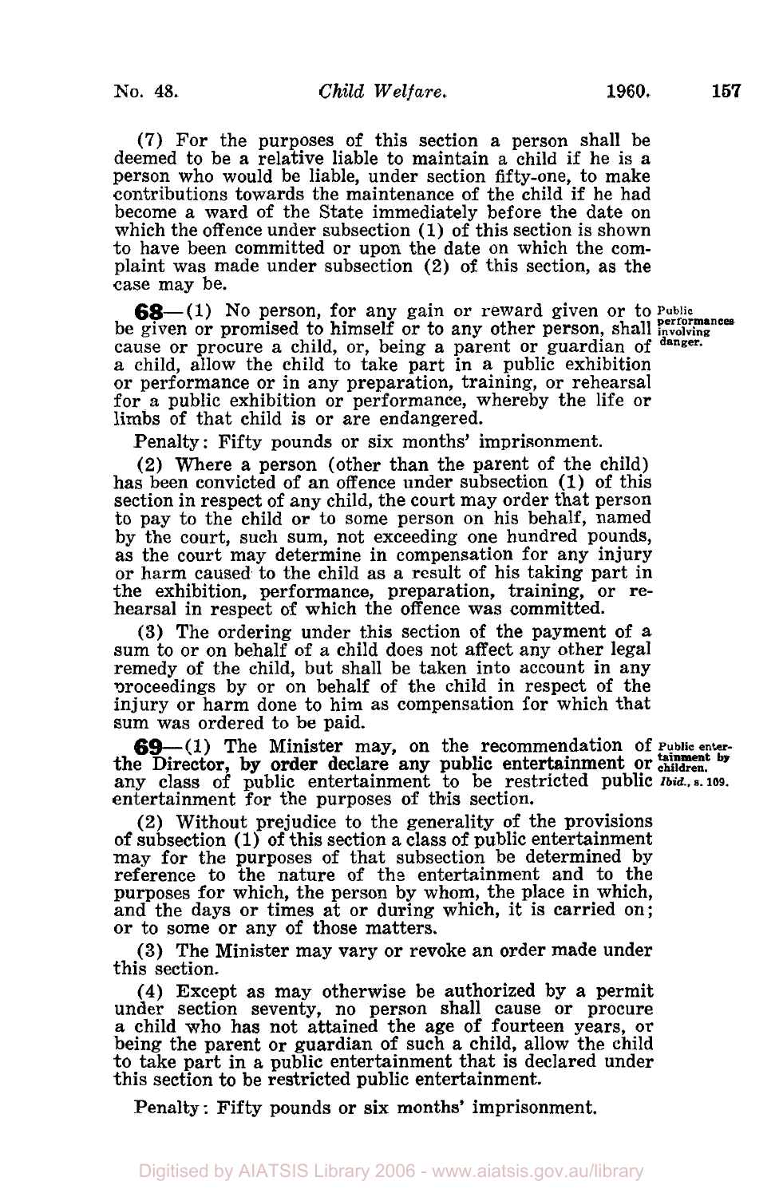(7) For the purposes of this section a person shall be deemed to be a relative liable to maintain a child if he is a person who would be liable, under section fifty-one, to make contributions towards the maintenance of the child if he had become a ward of the State immediately before the date on which the offence under subsection (1) of this section is shown to have been committed or upon the date on which the complaint was made under subsection (2) of this section, as the case may be.

**68**—(1) No person, for any gain or reward given or to be given or promised to himself or to any other person, shall cause or procure a child, or, being a parent or guardian of a child, allow the child to take part in a public exhibition or performance or in any preparation, training, or rehearsal for a public exhibition or performance, whereby the life or limbs of that child is or are endangered.

Public performances involving danger.

Penalty: Fifty pounds or six months' imprisonment.

(2) Where a person (other than the parent of the child) has been convicted of an offence under subsection (1) of this section in respect of any child, the court may order that person to pay to the child or to some person on his behalf, named by the court, such sum, not exceeding one hundred pounds, as the court may determine in compensation for any injury or harm caused to the child as a result of his taking part in the exhibition, performance, preparation, training, or rehearsal in respect of which the offence was committed.

(3) The ordering under this section of the payment of a sum to or on behalf of a child does not affect any other legal remedy of the child, but shall be taken into account in any proceedings by or on behalf of the child in respect of the injury or harm done to him as compensation for which that sum was ordered to be paid.

**69**—(1) The Minister may, on the recommendation of the Director, by order declare any public entertainment or any class of public entertainment to be restricted public entertainment for the purposes of this section.

Public entertainment by children. *Ibid.*, s. 109.

(2) Without prejudice to the generality of the provisions of subsection (1) of this section a class of public entertainment may for the purposes of that subsection be determined by reference to the nature of the entertainment and to the purposes for which, the person by whom, the place in which, and the days or times at or during which, it is carried on; or to some or any of those matters.

(3) The Minister may vary or revoke an order made under this section.

(4) Except as may otherwise be authorized by a permit under section seventy, no person shall cause or procure a child who has not attained the age of fourteen years, or being the parent or guardian of such a child, allow the child to take part in a public entertainment that is declared under this section to be restricted public entertainment.

Penalty: Fifty pounds or six months' imprisonment.